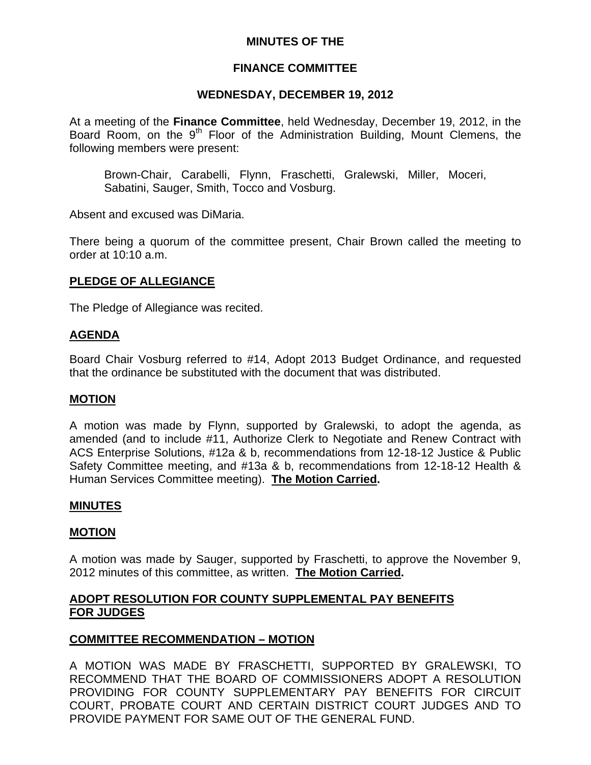# MINUTES OF THE

# FINANCE COMMITTEE

# WEDNESDAY, DECEMBER 19, 2012

At a meeting of the **Finance Committee**, held Wednesday, December 19, 2012, in the Board Room, on the 9th Floor of the Administration Building, Mount Clemens, the following members were present:

Brown-Chair, Carabelli, Flynn, Fraschetti, Gralewski, Miller, Moceri, Sabatini, Sauger, Smith, Tocco and Vosburg.

Absent and excused was DiMaria.

There being a quorum of the committee present, Chair Brown called the meeting to order at 10:10 a.m.

## PLEDGE OF ALLEGIANCE

The Pledge of Allegiance was recited.

## AGENDA

Board Chair Vosburg referred to #14, Adopt 2013 Budget Ordinance, and requested that the ordinance be substituted with the document that was distributed.

## MOTION

A motion was made by Flynn, supported by Gralewski, to adopt the agenda, as amended (and to include #11, Authorize Clerk to Negotiate and Renew Contract with ACS Enterprise Solutions, #12a & b, recommendations from 12-18-12 Justice & Public Safety Committee meeting, and #13a & b, recommendations from 12-18-12 Health & Human Services Committee meeting). **The Motion Carried.**

## MINUTES

## MOTION

A motion was made by Sauger, supported by Fraschetti, to approve the November 9, 2012 minutes of this committee, as written. **The Motion Carried.**

## ADOPT RESOLUTION FOR COUNTY SUPPLEMENTAL PAY BENEFITS FOR JUDGES

## COMMITTEE RECOMMENDATION – MOTION

A MOTION WAS MADE BY FRASCHETTI, SUPPORTED BY GRALEWSKI, TO RECOMMEND THAT THE BOARD OF COMMISSIONERS ADOPT A RESOLUTION PROVIDING FOR COUNTY SUPPLEMENTARY PAY BENEFITS FOR CIRCUIT COURT, PROBATE COURT AND CERTAIN DISTRICT COURT JUDGES AND TO PROVIDE PAYMENT FOR SAME OUT OF THE GENERAL FUND.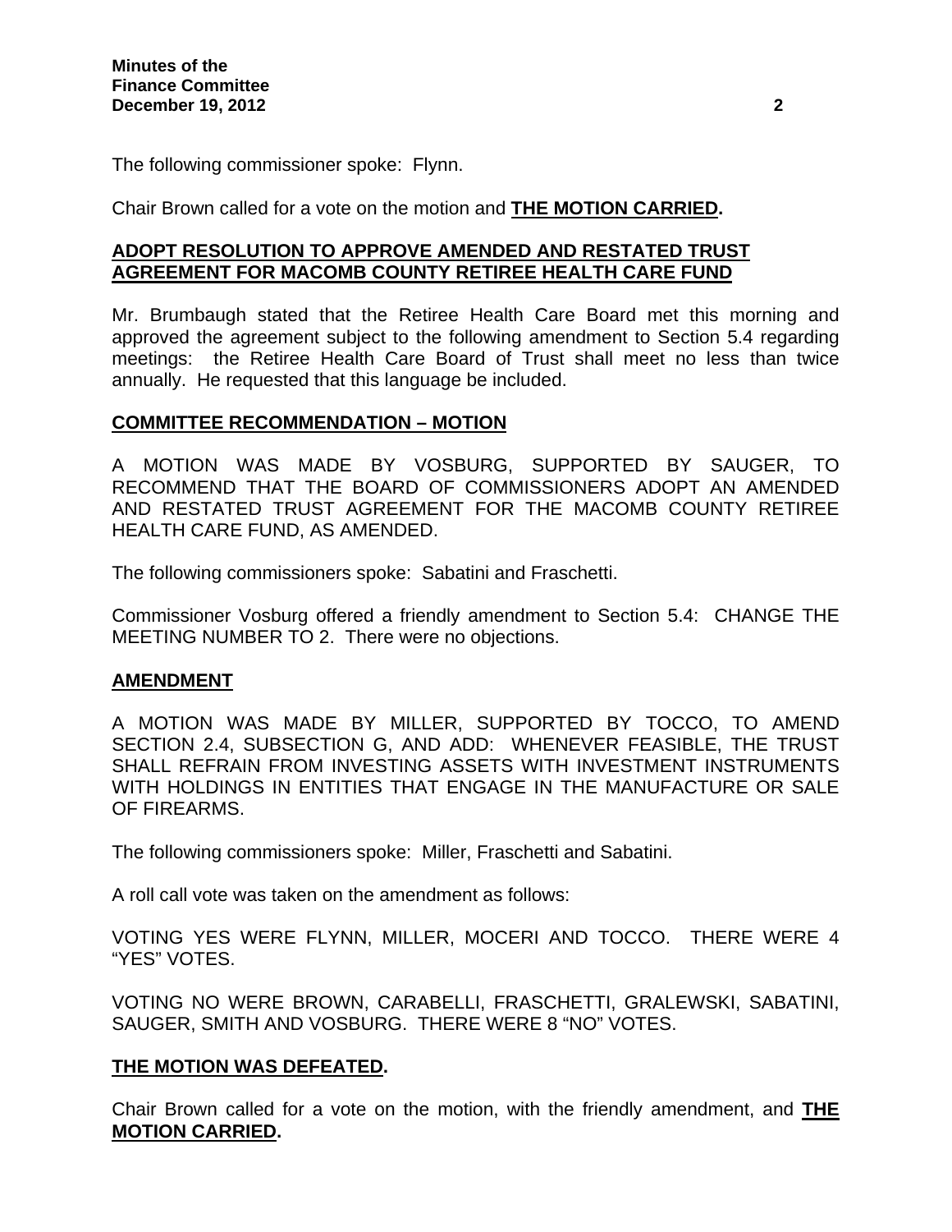The following commissioner spoke: Flynn.

Chair Brown called for a vote on the motion and **THE MOTION CARRIED.**

## ADOPT RESOLUTION TO APPROVE AMENDED AND RESTATED TRUST AGREEMENT FOR MACOMB COUNTY RETIREE HEALTH CARE FUND

Mr. Brumbaugh stated that the Retiree Health Care Board met this morning and approved the agreement subject to the following amendment to Section 5.4 regarding meetings: the Retiree Health Care Board of Trust shall meet no less than twice annually. He requested that this language be included.

## COMMITTEE RECOMMENDATION – MOTION

A MOTION WAS MADE BY VOSBURG, SUPPORTED BY SAUGER, TO RECOMMEND THAT THE BOARD OF COMMISSIONERS ADOPT AN AMENDED AND RESTATED TRUST AGREEMENT FOR THE MACOMB COUNTY RETIREE HEALTH CARE FUND, AS AMENDED.

The following commissioners spoke: Sabatini and Fraschetti.

Commissioner Vosburg offered a friendly amendment to Section 5.4: CHANGE THE MEETING NUMBER TO 2. There were no objections.

## AMENDMENT

A MOTION WAS MADE BY MILLER, SUPPORTED BY TOCCO, TO AMEND SECTION 2.4, SUBSECTION G, AND ADD: WHENEVER FEASIBLE, THE TRUST SHALL REFRAIN FROM INVESTING ASSETS WITH INVESTMENT INSTRUMENTS WITH HOLDINGS IN ENTITIES THAT ENGAGE IN THE MANUFACTURE OR SALE OF FIREARMS.

The following commissioners spoke: Miller, Fraschetti and Sabatini.

A roll call vote was taken on the amendment as follows:

VOTING YES WERE FLYNN, MILLER, MOCERI AND TOCCO. THERE WERE 4 "YES" VOTES.

VOTING NO WERE BROWN, CARABELLI, FRASCHETTI, GRALEWSKI, SABATINI, SAUGER, SMITH AND VOSBURG. THERE WERE 8 "NO" VOTES.

**THE MOTION WAS DEFEATED.**

Chair Brown called for a vote on the motion, with the friendly amendment, and **THE MOTION CARRIED.**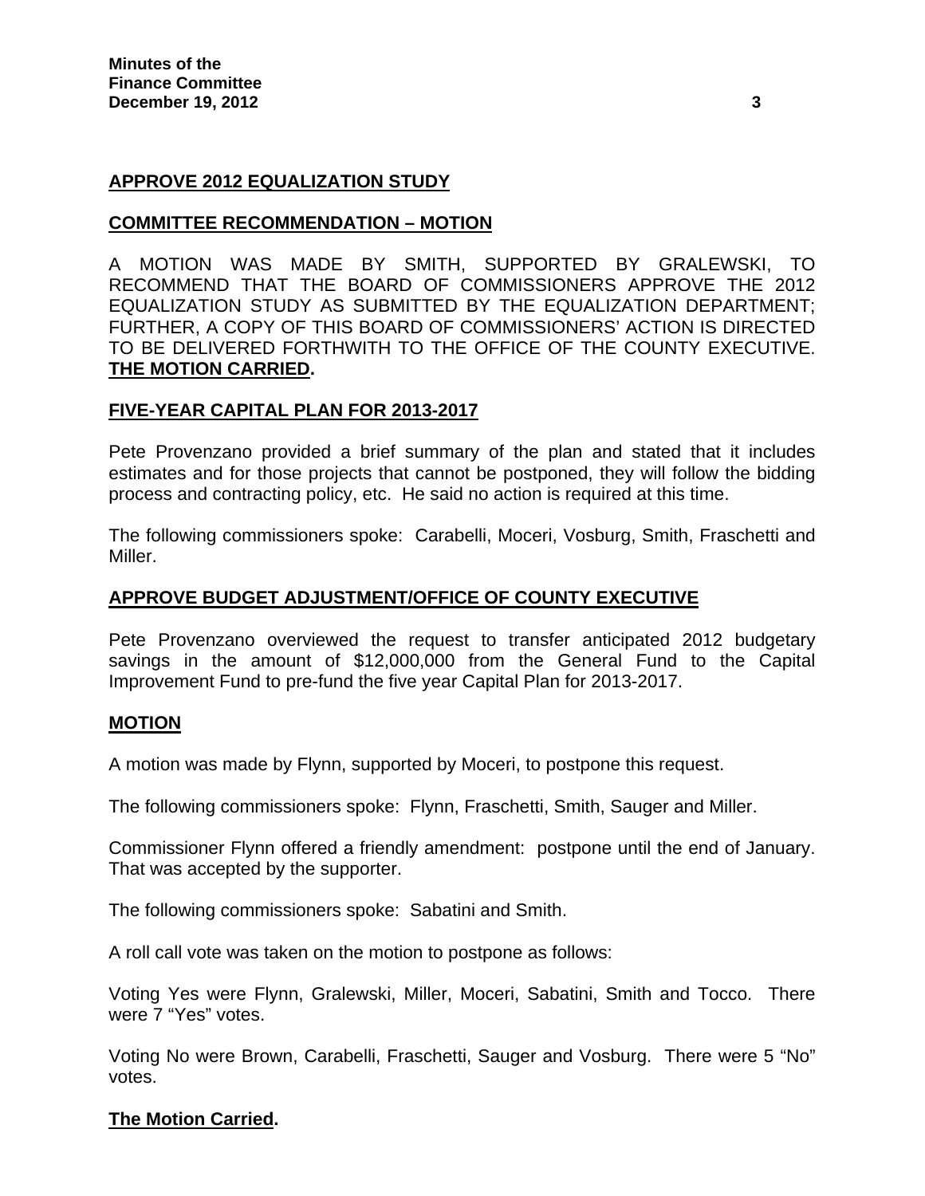## APPROVE 2012 EQUALIZATION STUDY

### COMMITTEE RECOMMENDATION – MOTION

A MOTION WAS MADE BY SMITH, SUPPORTED BY GRALEWSKI, TO RECOMMEND THAT THE BOARD OF COMMISSIONERS APPROVE THE 2012 EQUALIZATION STUDY AS SUBMITTED BY THE EQUALIZATION DEPARTMENT; FURTHER, A COPY OF THIS BOARD OF COMMISSIONERS' ACTION IS DIRECTED TO BE DELIVERED FORTHWITH TO THE OFFICE OF THE COUNTY EXECUTIVE. **THE MOTION CARRIED.**

## FIVE-YEAR CAPITAL PLAN FOR 2013-2017

Pete Provenzano provided a brief summary of the plan and stated that it includes estimates and for those projects that cannot be postponed, they will follow the bidding process and contracting policy, etc. He said no action is required at this time.

The following commissioners spoke: Carabelli, Moceri, Vosburg, Smith, Fraschetti and Miller.

## APPROVE BUDGET ADJUSTMENT/OFFICE OF COUNTY EXECUTIVE

Pete Provenzano overviewed the request to transfer anticipated 2012 budgetary savings in the amount of $12,000,000 from the General Fund to the Capital Improvement Fund to pre-fund the five year Capital Plan for 2013-2017.

### MOTION

A motion was made by Flynn, supported by Moceri, to postpone this request.

The following commissioners spoke: Flynn, Fraschetti, Smith, Sauger and Miller.

Commissioner Flynn offered a friendly amendment: postpone until the end of January. That was accepted by the supporter.

The following commissioners spoke: Sabatini and Smith.

A roll call vote was taken on the motion to postpone as follows:

Voting Yes were Flynn, Gralewski, Miller, Moceri, Sabatini, Smith and Tocco. There were 7 "Yes" votes.

Voting No were Brown, Carabelli, Fraschetti, Sauger and Vosburg. There were 5 "No" votes.

**The Motion Carried.**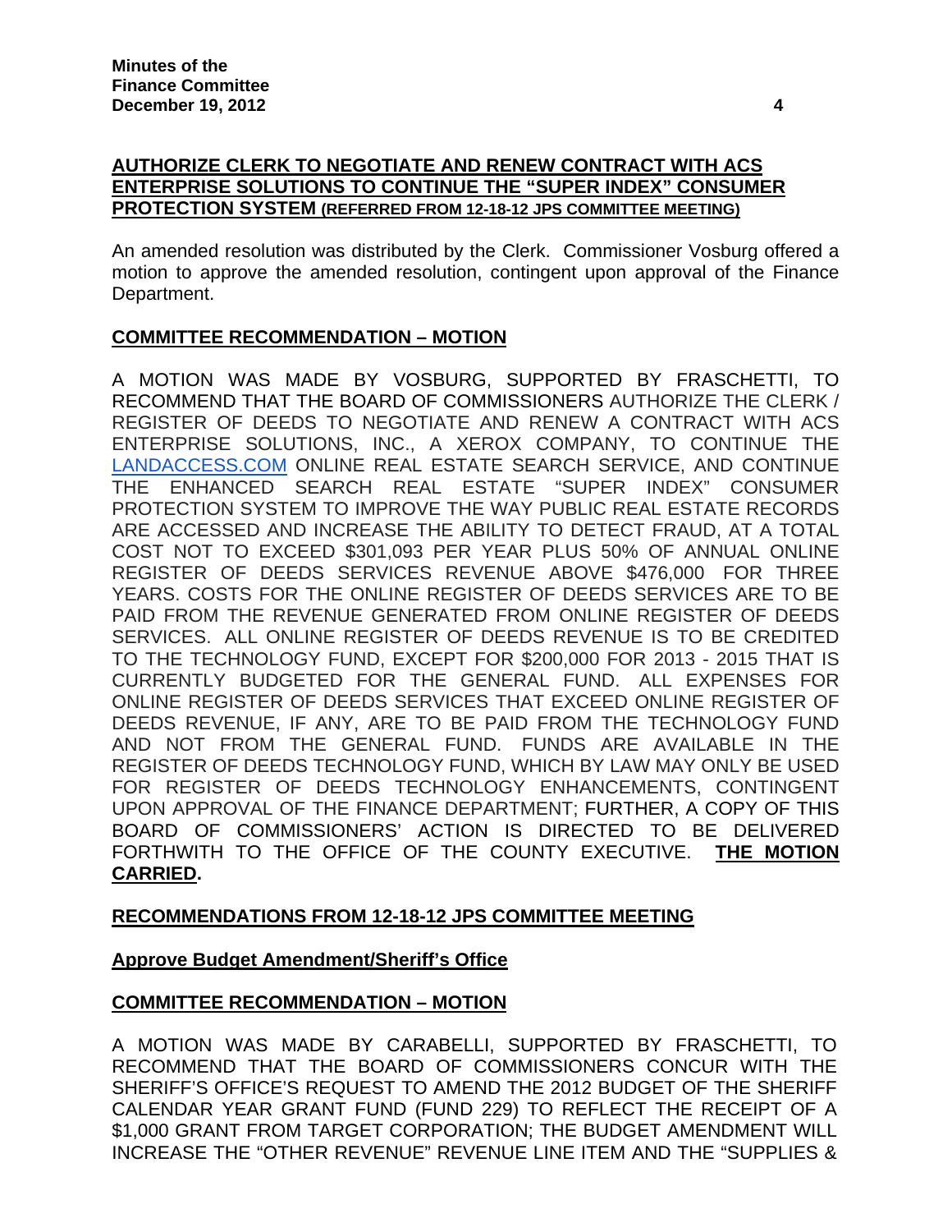**AUTHORIZE CLERK TO NEGOTIATE AND RENEW CONTRACT WITH ACS ENTERPRISE SOLUTIONS TO CONTINUE THE "SUPER INDEX" CONSUMER PROTECTION SYSTEM (REFERRED FROM 12-18-12 JPS COMMITTEE MEETING)**

An amended resolution was distributed by the Clerk. Commissioner Vosburg offered a motion to approve the amended resolution, contingent upon approval of the Finance Department.

**COMMITTEE RECOMMENDATION – MOTION**

A MOTION WAS MADE BY VOSBURG, SUPPORTED BY FRASCHETTI, TO RECOMMEND THAT THE BOARD OF COMMISSIONERS AUTHORIZE THE CLERK / REGISTER OF DEEDS TO NEGOTIATE AND RENEW A CONTRACT WITH ACS ENTERPRISE SOLUTIONS, INC., A XEROX COMPANY, TO CONTINUE THE LANDACCESS.COM ONLINE REAL ESTATE SEARCH SERVICE, AND CONTINUE THE ENHANCED SEARCH REAL ESTATE "SUPER INDEX" CONSUMER PROTECTION SYSTEM TO IMPROVE THE WAY PUBLIC REAL ESTATE RECORDS ARE ACCESSED AND INCREASE THE ABILITY TO DETECT FRAUD, AT A TOTAL COST NOT TO EXCEED $301,093 PER YEAR PLUS 50% OF ANNUAL ONLINE REGISTER OF DEEDS SERVICES REVENUE ABOVE $476,000 FOR THREE YEARS. COSTS FOR THE ONLINE REGISTER OF DEEDS SERVICES ARE TO BE PAID FROM THE REVENUE GENERATED FROM ONLINE REGISTER OF DEEDS SERVICES. ALL ONLINE REGISTER OF DEEDS REVENUE IS TO BE CREDITED TO THE TECHNOLOGY FUND, EXCEPT FOR $200,000 FOR 2013 - 2015 THAT IS CURRENTLY BUDGETED FOR THE GENERAL FUND. ALL EXPENSES FOR ONLINE REGISTER OF DEEDS SERVICES THAT EXCEED ONLINE REGISTER OF DEEDS REVENUE, IF ANY, ARE TO BE PAID FROM THE TECHNOLOGY FUND AND NOT FROM THE GENERAL FUND. FUNDS ARE AVAILABLE IN THE REGISTER OF DEEDS TECHNOLOGY FUND, WHICH BY LAW MAY ONLY BE USED FOR REGISTER OF DEEDS TECHNOLOGY ENHANCEMENTS, CONTINGENT UPON APPROVAL OF THE FINANCE DEPARTMENT; FURTHER, A COPY OF THIS BOARD OF COMMISSIONERS' ACTION IS DIRECTED TO BE DELIVERED FORTHWITH TO THE OFFICE OF THE COUNTY EXECUTIVE. **THE MOTION CARRIED.**

**RECOMMENDATIONS FROM 12-18-12 JPS COMMITTEE MEETING**

**Approve Budget Amendment/Sheriff's Office**

**COMMITTEE RECOMMENDATION – MOTION**

A MOTION WAS MADE BY CARABELLI, SUPPORTED BY FRASCHETTI, TO RECOMMEND THAT THE BOARD OF COMMISSIONERS CONCUR WITH THE SHERIFF'S OFFICE'S REQUEST TO AMEND THE 2012 BUDGET OF THE SHERIFF CALENDAR YEAR GRANT FUND (FUND 229) TO REFLECT THE RECEIPT OF A $1,000 GRANT FROM TARGET CORPORATION; THE BUDGET AMENDMENT WILL INCREASE THE "OTHER REVENUE" REVENUE LINE ITEM AND THE "SUPPLIES &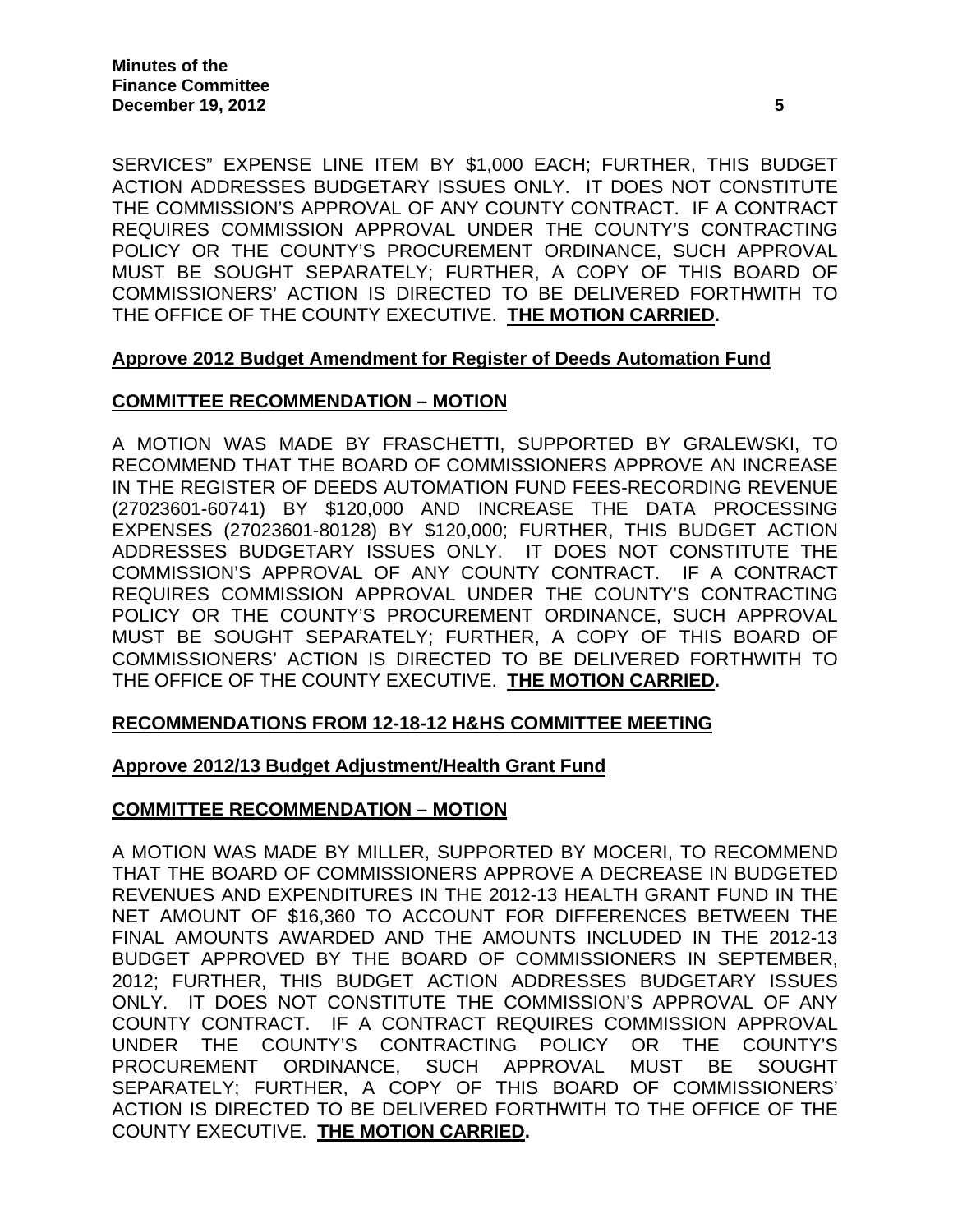SERVICES" EXPENSE LINE ITEM BY $1,000 EACH; FURTHER, THIS BUDGET ACTION ADDRESSES BUDGETARY ISSUES ONLY. IT DOES NOT CONSTITUTE THE COMMISSION'S APPROVAL OF ANY COUNTY CONTRACT. IF A CONTRACT REQUIRES COMMISSION APPROVAL UNDER THE COUNTY'S CONTRACTING POLICY OR THE COUNTY'S PROCUREMENT ORDINANCE, SUCH APPROVAL MUST BE SOUGHT SEPARATELY; FURTHER, A COPY OF THIS BOARD OF COMMISSIONERS' ACTION IS DIRECTED TO BE DELIVERED FORTHWITH TO THE OFFICE OF THE COUNTY EXECUTIVE. **THE MOTION CARRIED.**

**Approve 2012 Budget Amendment for Register of Deeds Automation Fund**

**COMMITTEE RECOMMENDATION – MOTION**

A MOTION WAS MADE BY FRASCHETTI, SUPPORTED BY GRALEWSKI, TO RECOMMEND THAT THE BOARD OF COMMISSIONERS APPROVE AN INCREASE IN THE REGISTER OF DEEDS AUTOMATION FUND FEES-RECORDING REVENUE (27023601-60741) BY $120,000 AND INCREASE THE DATA PROCESSING EXPENSES (27023601-80128) BY $120,000; FURTHER, THIS BUDGET ACTION ADDRESSES BUDGETARY ISSUES ONLY. IT DOES NOT CONSTITUTE THE COMMISSION'S APPROVAL OF ANY COUNTY CONTRACT. IF A CONTRACT REQUIRES COMMISSION APPROVAL UNDER THE COUNTY'S CONTRACTING POLICY OR THE COUNTY'S PROCUREMENT ORDINANCE, SUCH APPROVAL MUST BE SOUGHT SEPARATELY; FURTHER, A COPY OF THIS BOARD OF COMMISSIONERS' ACTION IS DIRECTED TO BE DELIVERED FORTHWITH TO THE OFFICE OF THE COUNTY EXECUTIVE. **THE MOTION CARRIED.**

**RECOMMENDATIONS FROM 12-18-12 H&HS COMMITTEE MEETING**

**Approve 2012/13 Budget Adjustment/Health Grant Fund**

**COMMITTEE RECOMMENDATION – MOTION**

A MOTION WAS MADE BY MILLER, SUPPORTED BY MOCERI, TO RECOMMEND THAT THE BOARD OF COMMISSIONERS APPROVE A DECREASE IN BUDGETED REVENUES AND EXPENDITURES IN THE 2012-13 HEALTH GRANT FUND IN THE NET AMOUNT OF $16,360 TO ACCOUNT FOR DIFFERENCES BETWEEN THE FINAL AMOUNTS AWARDED AND THE AMOUNTS INCLUDED IN THE 2012-13 BUDGET APPROVED BY THE BOARD OF COMMISSIONERS IN SEPTEMBER, 2012; FURTHER, THIS BUDGET ACTION ADDRESSES BUDGETARY ISSUES ONLY. IT DOES NOT CONSTITUTE THE COMMISSION'S APPROVAL OF ANY COUNTY CONTRACT. IF A CONTRACT REQUIRES COMMISSION APPROVAL UNDER THE COUNTY'S CONTRACTING POLICY OR THE COUNTY'S PROCUREMENT ORDINANCE, SUCH APPROVAL MUST BE SOUGHT SEPARATELY; FURTHER, A COPY OF THIS BOARD OF COMMISSIONERS' ACTION IS DIRECTED TO BE DELIVERED FORTHWITH TO THE OFFICE OF THE COUNTY EXECUTIVE. **THE MOTION CARRIED.**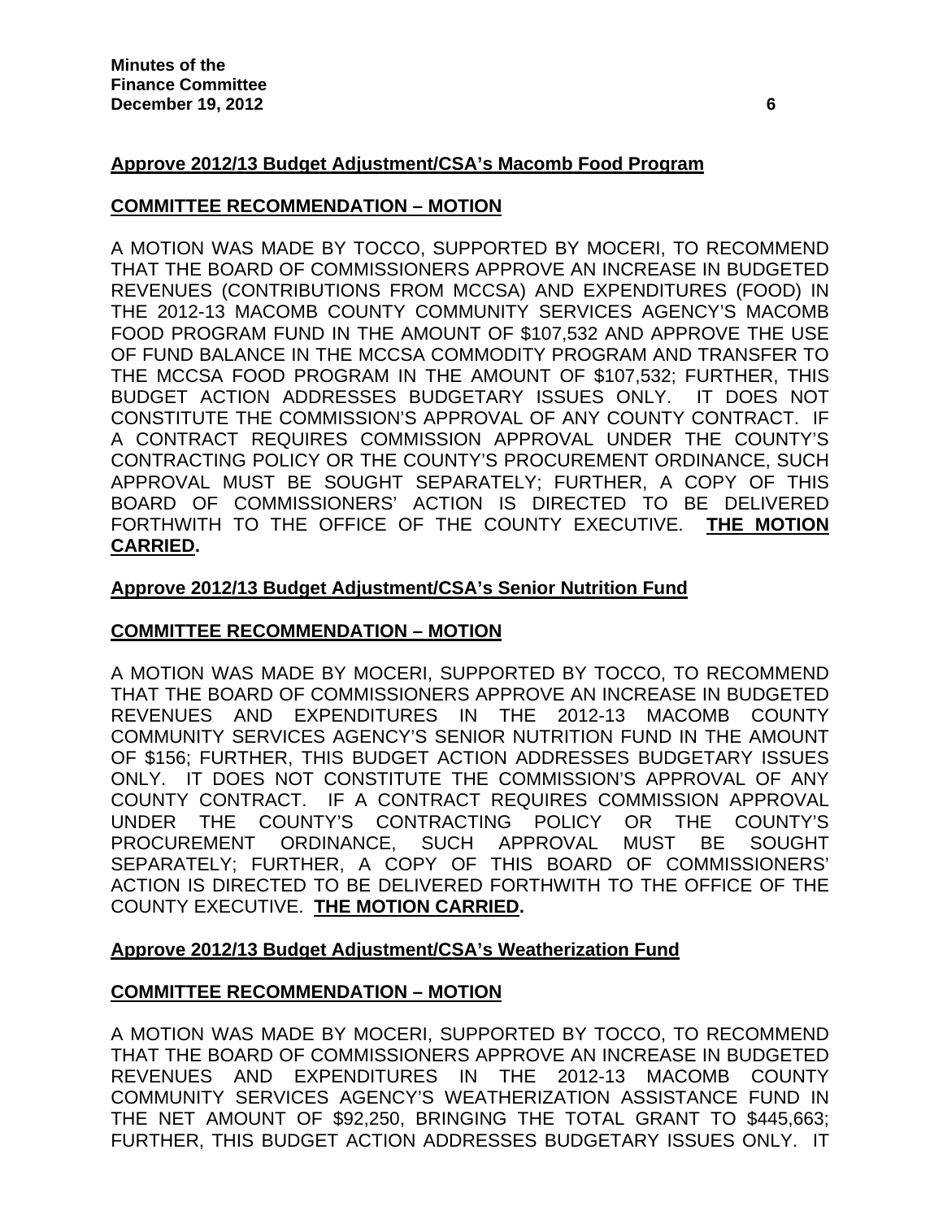**Approve 2012/13 Budget Adjustment/CSA's Macomb Food Program**

**COMMITTEE RECOMMENDATION – MOTION**

A MOTION WAS MADE BY TOCCO, SUPPORTED BY MOCERI, TO RECOMMEND THAT THE BOARD OF COMMISSIONERS APPROVE AN INCREASE IN BUDGETED REVENUES (CONTRIBUTIONS FROM MCCSA) AND EXPENDITURES (FOOD) IN THE 2012-13 MACOMB COUNTY COMMUNITY SERVICES AGENCY'S MACOMB FOOD PROGRAM FUND IN THE AMOUNT OF $107,532 AND APPROVE THE USE OF FUND BALANCE IN THE MCCSA COMMODITY PROGRAM AND TRANSFER TO THE MCCSA FOOD PROGRAM IN THE AMOUNT OF $107,532; FURTHER, THIS BUDGET ACTION ADDRESSES BUDGETARY ISSUES ONLY. IT DOES NOT CONSTITUTE THE COMMISSION'S APPROVAL OF ANY COUNTY CONTRACT. IF A CONTRACT REQUIRES COMMISSION APPROVAL UNDER THE COUNTY'S CONTRACTING POLICY OR THE COUNTY'S PROCUREMENT ORDINANCE, SUCH APPROVAL MUST BE SOUGHT SEPARATELY; FURTHER, A COPY OF THIS BOARD OF COMMISSIONERS' ACTION IS DIRECTED TO BE DELIVERED FORTHWITH TO THE OFFICE OF THE COUNTY EXECUTIVE. **THE MOTION CARRIED.**

**Approve 2012/13 Budget Adjustment/CSA's Senior Nutrition Fund**

**COMMITTEE RECOMMENDATION – MOTION**

A MOTION WAS MADE BY MOCERI, SUPPORTED BY TOCCO, TO RECOMMEND THAT THE BOARD OF COMMISSIONERS APPROVE AN INCREASE IN BUDGETED REVENUES AND EXPENDITURES IN THE 2012-13 MACOMB COUNTY COMMUNITY SERVICES AGENCY'S SENIOR NUTRITION FUND IN THE AMOUNT OF $156; FURTHER, THIS BUDGET ACTION ADDRESSES BUDGETARY ISSUES ONLY. IT DOES NOT CONSTITUTE THE COMMISSION'S APPROVAL OF ANY COUNTY CONTRACT. IF A CONTRACT REQUIRES COMMISSION APPROVAL UNDER THE COUNTY'S CONTRACTING POLICY OR THE COUNTY'S PROCUREMENT ORDINANCE, SUCH APPROVAL MUST BE SOUGHT SEPARATELY; FURTHER, A COPY OF THIS BOARD OF COMMISSIONERS' ACTION IS DIRECTED TO BE DELIVERED FORTHWITH TO THE OFFICE OF THE COUNTY EXECUTIVE. **THE MOTION CARRIED.**

**Approve 2012/13 Budget Adjustment/CSA's Weatherization Fund**

**COMMITTEE RECOMMENDATION – MOTION**

A MOTION WAS MADE BY MOCERI, SUPPORTED BY TOCCO, TO RECOMMEND THAT THE BOARD OF COMMISSIONERS APPROVE AN INCREASE IN BUDGETED REVENUES AND EXPENDITURES IN THE 2012-13 MACOMB COUNTY COMMUNITY SERVICES AGENCY'S WEATHERIZATION ASSISTANCE FUND IN THE NET AMOUNT OF $92,250, BRINGING THE TOTAL GRANT TO $445,663; FURTHER, THIS BUDGET ACTION ADDRESSES BUDGETARY ISSUES ONLY. IT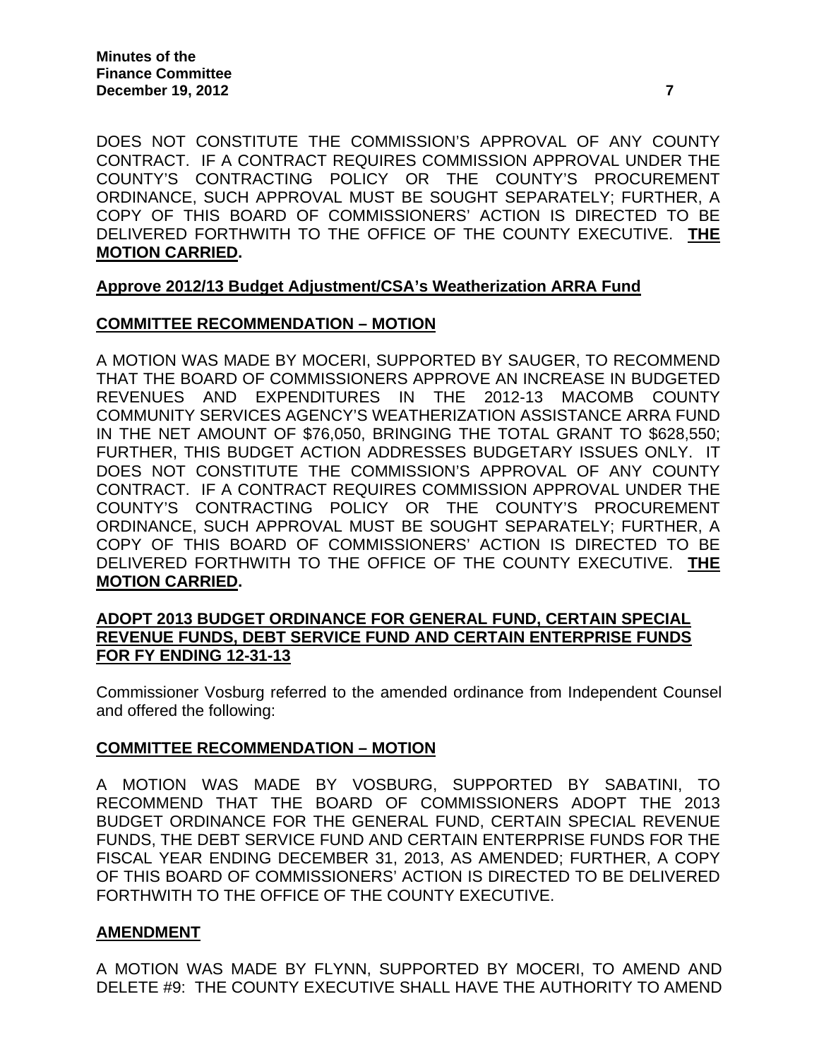DOES NOT CONSTITUTE THE COMMISSION'S APPROVAL OF ANY COUNTY CONTRACT. IF A CONTRACT REQUIRES COMMISSION APPROVAL UNDER THE COUNTY'S CONTRACTING POLICY OR THE COUNTY'S PROCUREMENT ORDINANCE, SUCH APPROVAL MUST BE SOUGHT SEPARATELY; FURTHER, A COPY OF THIS BOARD OF COMMISSIONERS' ACTION IS DIRECTED TO BE DELIVERED FORTHWITH TO THE OFFICE OF THE COUNTY EXECUTIVE. **THE MOTION CARRIED.**

**Approve 2012/13 Budget Adjustment/CSA's Weatherization ARRA Fund**

**COMMITTEE RECOMMENDATION – MOTION**

A MOTION WAS MADE BY MOCERI, SUPPORTED BY SAUGER, TO RECOMMEND THAT THE BOARD OF COMMISSIONERS APPROVE AN INCREASE IN BUDGETED REVENUES AND EXPENDITURES IN THE 2012-13 MACOMB COUNTY COMMUNITY SERVICES AGENCY'S WEATHERIZATION ASSISTANCE ARRA FUND IN THE NET AMOUNT OF $76,050, BRINGING THE TOTAL GRANT TO $628,550; FURTHER, THIS BUDGET ACTION ADDRESSES BUDGETARY ISSUES ONLY. IT DOES NOT CONSTITUTE THE COMMISSION'S APPROVAL OF ANY COUNTY CONTRACT. IF A CONTRACT REQUIRES COMMISSION APPROVAL UNDER THE COUNTY'S CONTRACTING POLICY OR THE COUNTY'S PROCUREMENT ORDINANCE, SUCH APPROVAL MUST BE SOUGHT SEPARATELY; FURTHER, A COPY OF THIS BOARD OF COMMISSIONERS' ACTION IS DIRECTED TO BE DELIVERED FORTHWITH TO THE OFFICE OF THE COUNTY EXECUTIVE. **THE MOTION CARRIED.**

**ADOPT 2013 BUDGET ORDINANCE FOR GENERAL FUND, CERTAIN SPECIAL REVENUE FUNDS, DEBT SERVICE FUND AND CERTAIN ENTERPRISE FUNDS FOR FY ENDING 12-31-13**

Commissioner Vosburg referred to the amended ordinance from Independent Counsel and offered the following:

**COMMITTEE RECOMMENDATION – MOTION**

A MOTION WAS MADE BY VOSBURG, SUPPORTED BY SABATINI, TO RECOMMEND THAT THE BOARD OF COMMISSIONERS ADOPT THE 2013 BUDGET ORDINANCE FOR THE GENERAL FUND, CERTAIN SPECIAL REVENUE FUNDS, THE DEBT SERVICE FUND AND CERTAIN ENTERPRISE FUNDS FOR THE FISCAL YEAR ENDING DECEMBER 31, 2013, AS AMENDED; FURTHER, A COPY OF THIS BOARD OF COMMISSIONERS' ACTION IS DIRECTED TO BE DELIVERED FORTHWITH TO THE OFFICE OF THE COUNTY EXECUTIVE.

**AMENDMENT**

A MOTION WAS MADE BY FLYNN, SUPPORTED BY MOCERI, TO AMEND AND DELETE #9: THE COUNTY EXECUTIVE SHALL HAVE THE AUTHORITY TO AMEND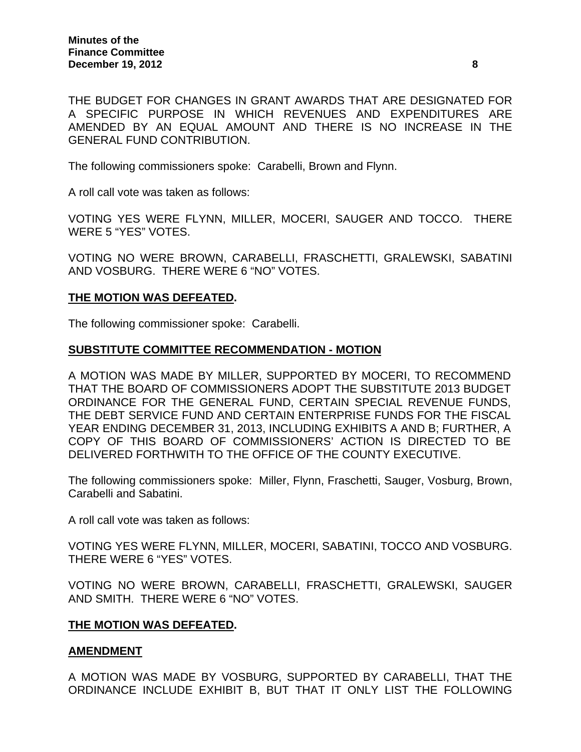THE BUDGET FOR CHANGES IN GRANT AWARDS THAT ARE DESIGNATED FOR A SPECIFIC PURPOSE IN WHICH REVENUES AND EXPENDITURES ARE AMENDED BY AN EQUAL AMOUNT AND THERE IS NO INCREASE IN THE GENERAL FUND CONTRIBUTION.

The following commissioners spoke: Carabelli, Brown and Flynn.

A roll call vote was taken as follows:

VOTING YES WERE FLYNN, MILLER, MOCERI, SAUGER AND TOCCO. THERE WERE 5 "YES" VOTES.

VOTING NO WERE BROWN, CARABELLI, FRASCHETTI, GRALEWSKI, SABATINI AND VOSBURG. THERE WERE 6 "NO" VOTES.

**THE MOTION WAS DEFEATED.**

The following commissioner spoke: Carabelli.

**SUBSTITUTE COMMITTEE RECOMMENDATION - MOTION**

A MOTION WAS MADE BY MILLER, SUPPORTED BY MOCERI, TO RECOMMEND THAT THE BOARD OF COMMISSIONERS ADOPT THE SUBSTITUTE 2013 BUDGET ORDINANCE FOR THE GENERAL FUND, CERTAIN SPECIAL REVENUE FUNDS, THE DEBT SERVICE FUND AND CERTAIN ENTERPRISE FUNDS FOR THE FISCAL YEAR ENDING DECEMBER 31, 2013, INCLUDING EXHIBITS A AND B; FURTHER, A COPY OF THIS BOARD OF COMMISSIONERS' ACTION IS DIRECTED TO BE DELIVERED FORTHWITH TO THE OFFICE OF THE COUNTY EXECUTIVE.

The following commissioners spoke: Miller, Flynn, Fraschetti, Sauger, Vosburg, Brown, Carabelli and Sabatini.

A roll call vote was taken as follows:

VOTING YES WERE FLYNN, MILLER, MOCERI, SABATINI, TOCCO AND VOSBURG. THERE WERE 6 "YES" VOTES.

VOTING NO WERE BROWN, CARABELLI, FRASCHETTI, GRALEWSKI, SAUGER AND SMITH. THERE WERE 6 "NO" VOTES.

**THE MOTION WAS DEFEATED.**

**AMENDMENT**

A MOTION WAS MADE BY VOSBURG, SUPPORTED BY CARABELLI, THAT THE ORDINANCE INCLUDE EXHIBIT B, BUT THAT IT ONLY LIST THE FOLLOWING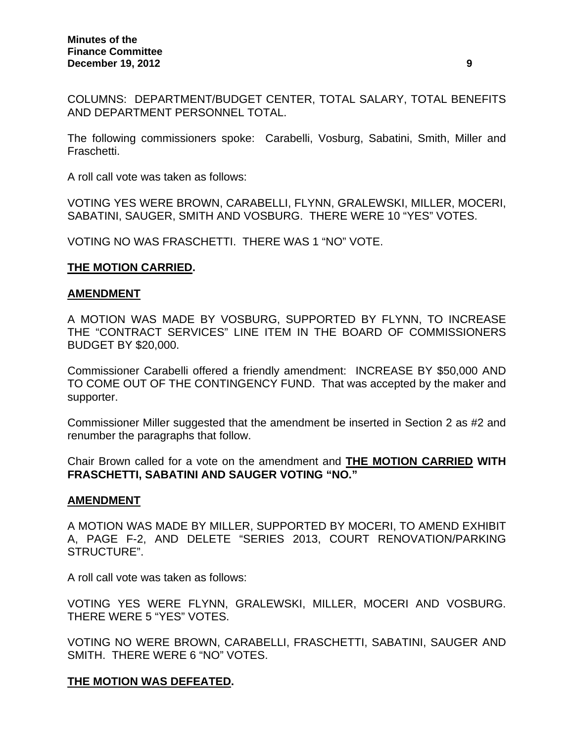COLUMNS: DEPARTMENT/BUDGET CENTER, TOTAL SALARY, TOTAL BENEFITS AND DEPARTMENT PERSONNEL TOTAL.

The following commissioners spoke: Carabelli, Vosburg, Sabatini, Smith, Miller and Fraschetti.

A roll call vote was taken as follows:

VOTING YES WERE BROWN, CARABELLI, FLYNN, GRALEWSKI, MILLER, MOCERI, SABATINI, SAUGER, SMITH AND VOSBURG. THERE WERE 10 "YES" VOTES.

VOTING NO WAS FRASCHETTI. THERE WAS 1 "NO" VOTE.

**THE MOTION CARRIED.**

**AMENDMENT**

A MOTION WAS MADE BY VOSBURG, SUPPORTED BY FLYNN, TO INCREASE THE "CONTRACT SERVICES" LINE ITEM IN THE BOARD OF COMMISSIONERS BUDGET BY $20,000.

Commissioner Carabelli offered a friendly amendment: INCREASE BY $50,000 AND TO COME OUT OF THE CONTINGENCY FUND. That was accepted by the maker and supporter.

Commissioner Miller suggested that the amendment be inserted in Section 2 as #2 and renumber the paragraphs that follow.

Chair Brown called for a vote on the amendment and **THE MOTION CARRIED WITH FRASCHETTI, SABATINI AND SAUGER VOTING "NO."**

**AMENDMENT**

A MOTION WAS MADE BY MILLER, SUPPORTED BY MOCERI, TO AMEND EXHIBIT A, PAGE F-2, AND DELETE "SERIES 2013, COURT RENOVATION/PARKING STRUCTURE".

A roll call vote was taken as follows:

VOTING YES WERE FLYNN, GRALEWSKI, MILLER, MOCERI AND VOSBURG. THERE WERE 5 "YES" VOTES.

VOTING NO WERE BROWN, CARABELLI, FRASCHETTI, SABATINI, SAUGER AND SMITH. THERE WERE 6 "NO" VOTES.

**THE MOTION WAS DEFEATED.**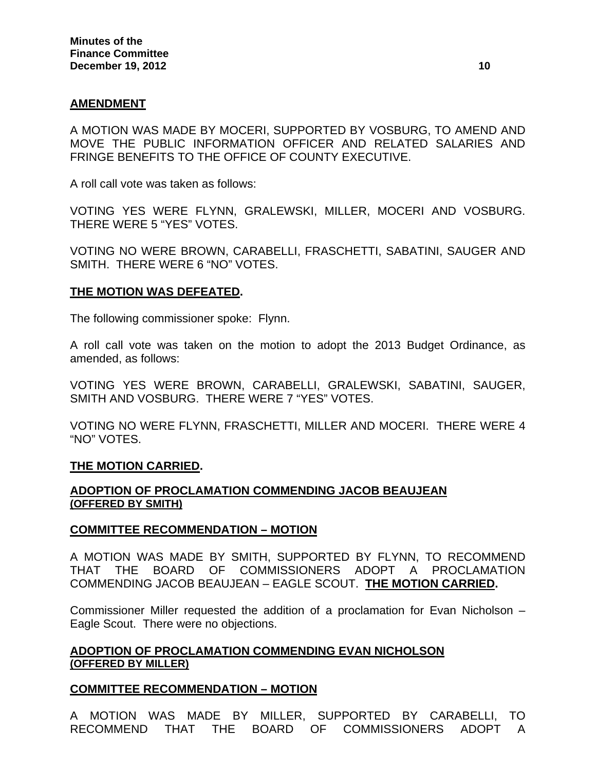**AMENDMENT**

A MOTION WAS MADE BY MOCERI, SUPPORTED BY VOSBURG, TO AMEND AND MOVE THE PUBLIC INFORMATION OFFICER AND RELATED SALARIES AND FRINGE BENEFITS TO THE OFFICE OF COUNTY EXECUTIVE.

A roll call vote was taken as follows:

VOTING YES WERE FLYNN, GRALEWSKI, MILLER, MOCERI AND VOSBURG. THERE WERE 5 "YES" VOTES.

VOTING NO WERE BROWN, CARABELLI, FRASCHETTI, SABATINI, SAUGER AND SMITH. THERE WERE 6 "NO" VOTES.

**THE MOTION WAS DEFEATED.**

The following commissioner spoke: Flynn.

A roll call vote was taken on the motion to adopt the 2013 Budget Ordinance, as amended, as follows:

VOTING YES WERE BROWN, CARABELLI, GRALEWSKI, SABATINI, SAUGER, SMITH AND VOSBURG. THERE WERE 7 "YES" VOTES.

VOTING NO WERE FLYNN, FRASCHETTI, MILLER AND MOCERI. THERE WERE 4 "NO" VOTES.

**THE MOTION CARRIED.**

**ADOPTION OF PROCLAMATION COMMENDING JACOB BEAUJEAN**
**(OFFERED BY SMITH)**

**COMMITTEE RECOMMENDATION – MOTION**

A MOTION WAS MADE BY SMITH, SUPPORTED BY FLYNN, TO RECOMMEND THAT THE BOARD OF COMMISSIONERS ADOPT A PROCLAMATION COMMENDING JACOB BEAUJEAN – EAGLE SCOUT. **THE MOTION CARRIED.**

Commissioner Miller requested the addition of a proclamation for Evan Nicholson – Eagle Scout. There were no objections.

**ADOPTION OF PROCLAMATION COMMENDING EVAN NICHOLSON**
**(OFFERED BY MILLER)**

**COMMITTEE RECOMMENDATION – MOTION**

A MOTION WAS MADE BY MILLER, SUPPORTED BY CARABELLI, TO RECOMMEND THAT THE BOARD OF COMMISSIONERS ADOPT A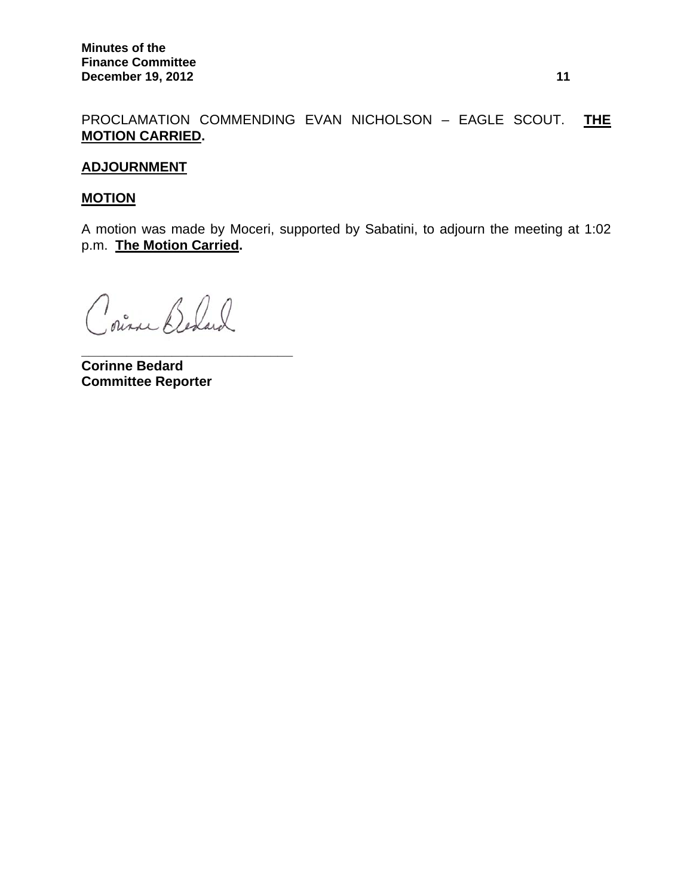PROCLAMATION COMMENDING EVAN NICHOLSON – EAGLE SCOUT. **THE MOTION CARRIED.**

**ADJOURNMENT**

**MOTION**

A motion was made by Moceri, supported by Sabatini, to adjourn the meeting at 1:02 p.m. **The Motion Carried.**

_______________________________

**Corinne Bedard**
**Committee Reporter**